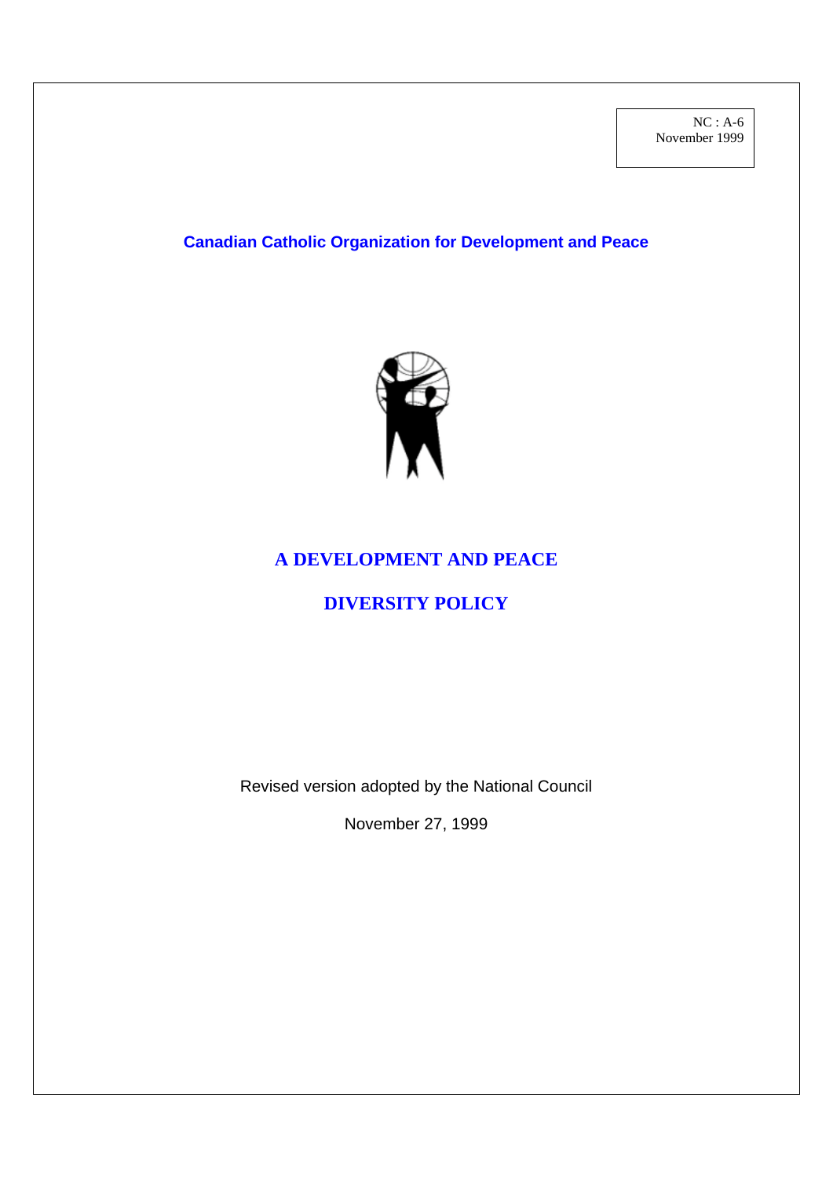NC : A-6
November 1999

**Canadian Catholic Organization for Development and Peace**

# A DEVELOPMENT AND PEACE

# DIVERSITY POLICY

Revised version adopted by the National Council

November 27, 1999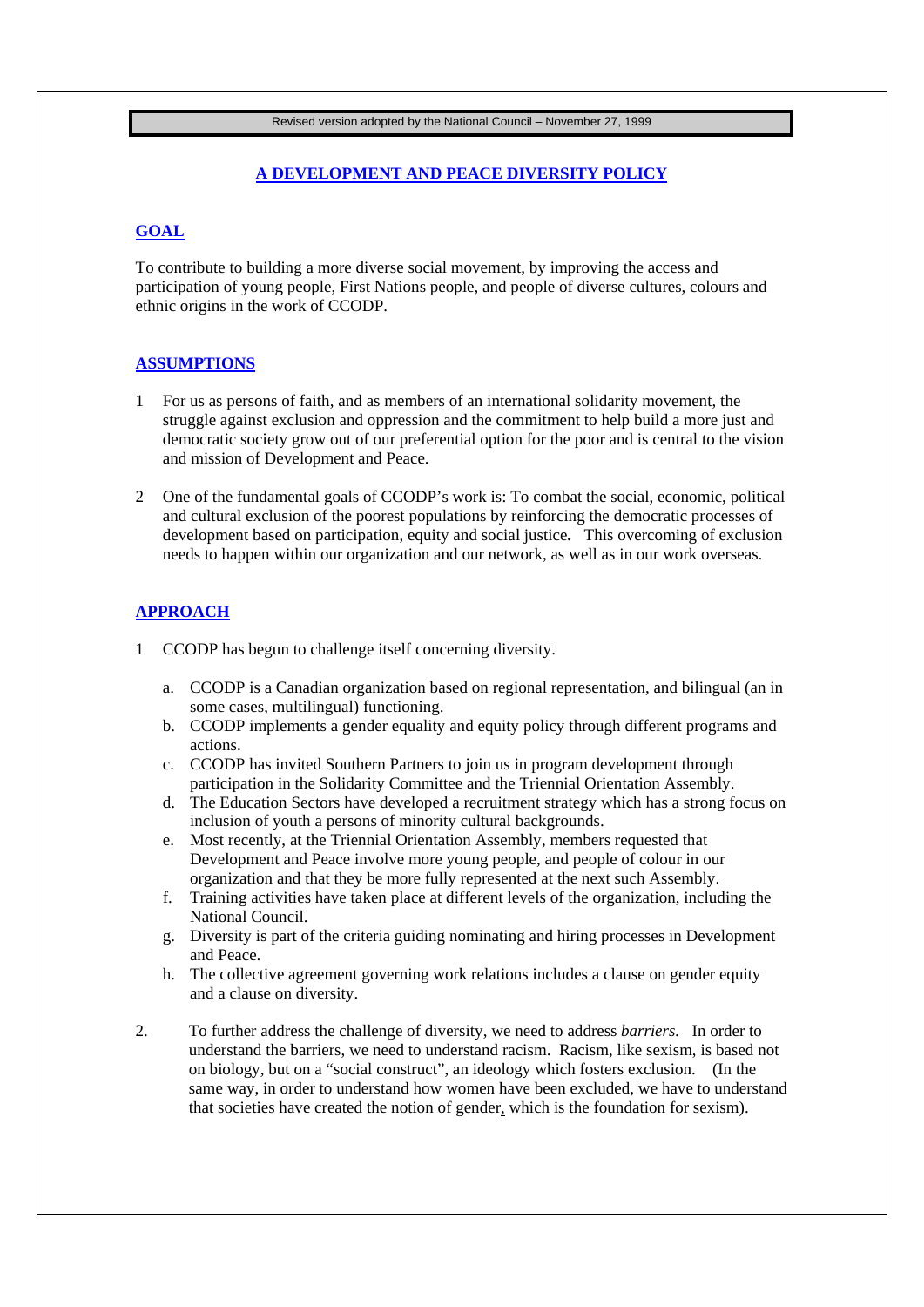Revised version adopted by the National Council – November 27, 1999

# A DEVELOPMENT AND PEACE DIVERSITY POLICY

## GOAL

To contribute to building a more diverse social movement, by improving the access and participation of young people, First Nations people, and people of diverse cultures, colours and ethnic origins in the work of CCODP.

## ASSUMPTIONS

1. For us as persons of faith, and as members of an international solidarity movement, the struggle against exclusion and oppression and the commitment to help build a more just and democratic society grow out of our preferential option for the poor and is central to the vision and mission of Development and Peace.

2. One of the fundamental goals of CCODP's work is: To combat the social, economic, political and cultural exclusion of the poorest populations by reinforcing the democratic processes of development based on participation, equity and social justice**.** This overcoming of exclusion needs to happen within our organization and our network, as well as in our work overseas.

## APPROACH

1. CCODP has begun to challenge itself concerning diversity.

   a. CCODP is a Canadian organization based on regional representation, and bilingual (an in some cases, multilingual) functioning.
   b. CCODP implements a gender equality and equity policy through different programs and actions.
   c. CCODP has invited Southern Partners to join us in program development through participation in the Solidarity Committee and the Triennial Orientation Assembly.
   d. The Education Sectors have developed a recruitment strategy which has a strong focus on inclusion of youth a persons of minority cultural backgrounds.
   e. Most recently, at the Triennial Orientation Assembly, members requested that Development and Peace involve more young people, and people of colour in our organization and that they be more fully represented at the next such Assembly.
   f. Training activities have taken place at different levels of the organization, including the National Council.
   g. Diversity is part of the criteria guiding nominating and hiring processes in Development and Peace.
   h. The collective agreement governing work relations includes a clause on gender equity and a clause on diversity.

2. To further address the challenge of diversity, we need to address *barriers.* In order to understand the barriers, we need to understand racism. Racism, like sexism, is based not on biology, but on a "social construct", an ideology which fosters exclusion. (In the same way, in order to understand how women have been excluded, we have to understand that societies have created the notion of gender, which is the foundation for sexism).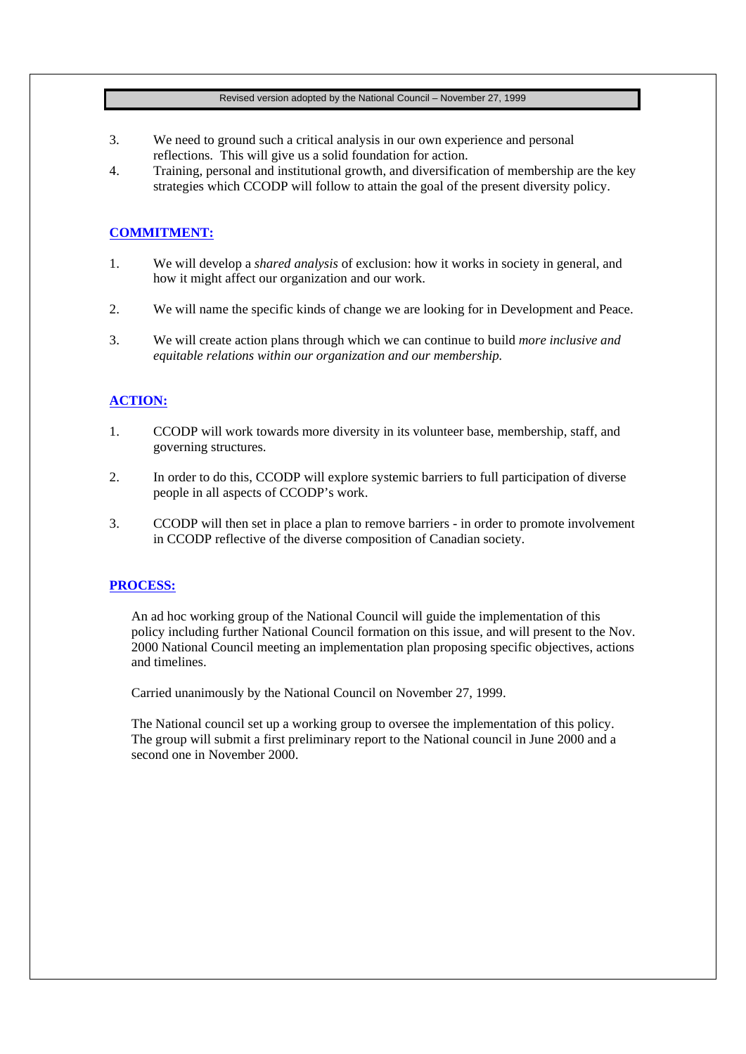Revised version adopted by the National Council – November 27, 1999

3. We need to ground such a critical analysis in our own experience and personal reflections. This will give us a solid foundation for action.
4. Training, personal and institutional growth, and diversification of membership are the key strategies which CCODP will follow to attain the goal of the present diversity policy.

## COMMITMENT:

1. We will develop a *shared analysis* of exclusion: how it works in society in general, and how it might affect our organization and our work.

2. We will name the specific kinds of change we are looking for in Development and Peace.

3. We will create action plans through which we can continue to build *more inclusive and equitable relations within our organization and our membership.*

## ACTION:

1. CCODP will work towards more diversity in its volunteer base, membership, staff, and governing structures.

2. In order to do this, CCODP will explore systemic barriers to full participation of diverse people in all aspects of CCODP's work.

3. CCODP will then set in place a plan to remove barriers - in order to promote involvement in CCODP reflective of the diverse composition of Canadian society.

## PROCESS:

An ad hoc working group of the National Council will guide the implementation of this policy including further National Council formation on this issue, and will present to the Nov. 2000 National Council meeting an implementation plan proposing specific objectives, actions and timelines.

Carried unanimously by the National Council on November 27, 1999.

The National council set up a working group to oversee the implementation of this policy. The group will submit a first preliminary report to the National council in June 2000 and a second one in November 2000.